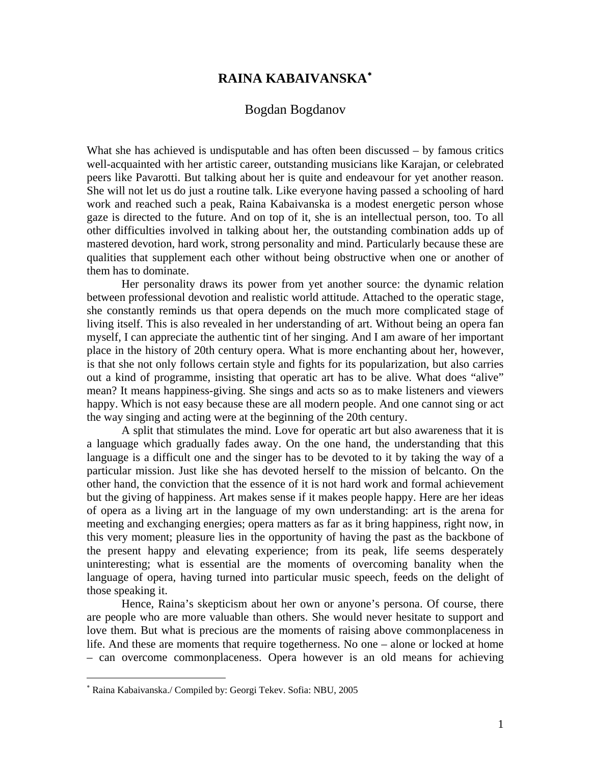# RAINA KABAIVANSKA[*]

Bogdan Bogdanov

What she has achieved is undisputable and has often been discussed – by famous critics well-acquainted with her artistic career, outstanding musicians like Karajan, or celebrated peers like Pavarotti. But talking about her is quite and endeavour for yet another reason. She will not let us do just a routine talk. Like everyone having passed a schooling of hard work and reached such a peak, Raina Kabaivanska is a modest energetic person whose gaze is directed to the future. And on top of it, she is an intellectual person, too. To all other difficulties involved in talking about her, the outstanding combination adds up of mastered devotion, hard work, strong personality and mind. Particularly because these are qualities that supplement each other without being obstructive when one or another of them has to dominate.

Her personality draws its power from yet another source: the dynamic relation between professional devotion and realistic world attitude. Attached to the operatic stage, she constantly reminds us that opera depends on the much more complicated stage of living itself. This is also revealed in her understanding of art. Without being an opera fan myself, I can appreciate the authentic tint of her singing. And I am aware of her important place in the history of 20th century opera. What is more enchanting about her, however, is that she not only follows certain style and fights for its popularization, but also carries out a kind of programme, insisting that operatic art has to be alive. What does "alive" mean? It means happiness-giving. She sings and acts so as to make listeners and viewers happy. Which is not easy because these are all modern people. And one cannot sing or act the way singing and acting were at the beginning of the 20th century.

A split that stimulates the mind. Love for operatic art but also awareness that it is a language which gradually fades away. On the one hand, the understanding that this language is a difficult one and the singer has to be devoted to it by taking the way of a particular mission. Just like she has devoted herself to the mission of belcanto. On the other hand, the conviction that the essence of it is not hard work and formal achievement but the giving of happiness. Art makes sense if it makes people happy. Here are her ideas of opera as a living art in the language of my own understanding: art is the arena for meeting and exchanging energies; opera matters as far as it bring happiness, right now, in this very moment; pleasure lies in the opportunity of having the past as the backbone of the present happy and elevating experience; from its peak, life seems desperately uninteresting; what is essential are the moments of overcoming banality when the language of opera, having turned into particular music speech, feeds on the delight of those speaking it.

Hence, Raina's skepticism about her own or anyone's persona. Of course, there are people who are more valuable than others. She would never hesitate to support and love them. But what is precious are the moments of raising above commonplaceness in life. And these are moments that require togetherness. No one – alone or locked at home – can overcome commonplaceness. Opera however is an old means for achieving

---

[*] Raina Kabaivanska./ Compiled by: Georgi Tekev. Sofia: NBU, 2005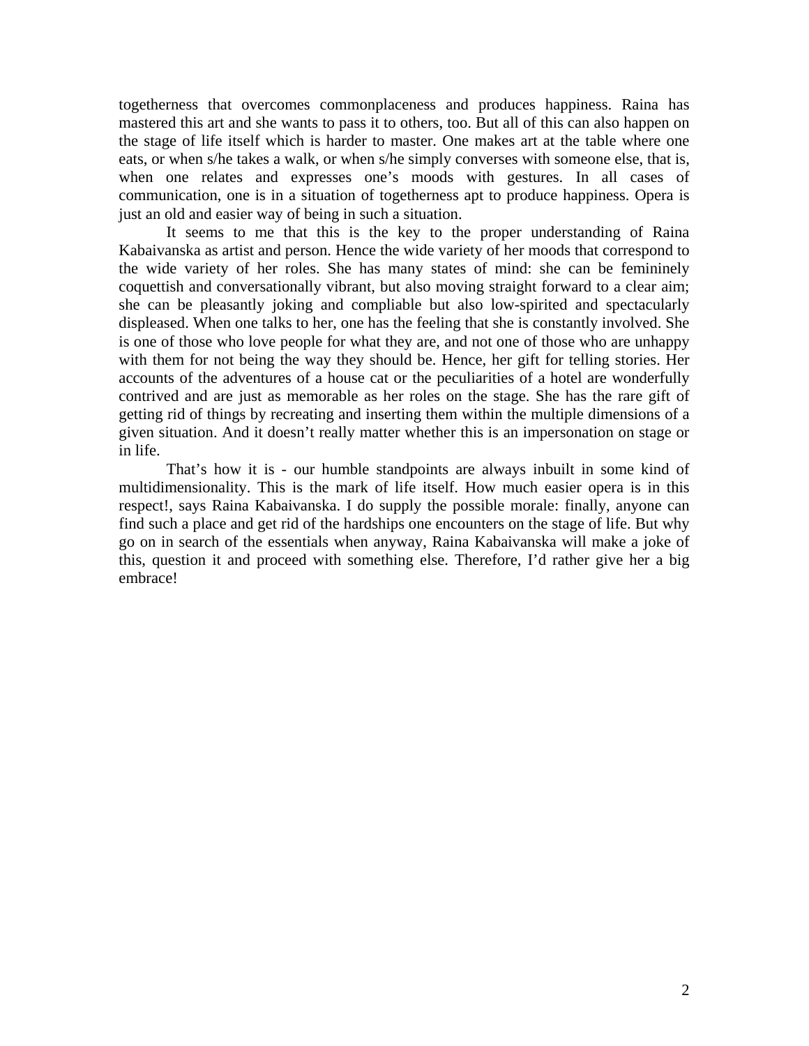togetherness that overcomes commonplaceness and produces happiness. Raina has mastered this art and she wants to pass it to others, too. But all of this can also happen on the stage of life itself which is harder to master. One makes art at the table where one eats, or when s/he takes a walk, or when s/he simply converses with someone else, that is, when one relates and expresses one's moods with gestures. In all cases of communication, one is in a situation of togetherness apt to produce happiness. Opera is just an old and easier way of being in such a situation.

It seems to me that this is the key to the proper understanding of Raina Kabaivanska as artist and person. Hence the wide variety of her moods that correspond to the wide variety of her roles. She has many states of mind: she can be femininely coquettish and conversationally vibrant, but also moving straight forward to a clear aim; she can be pleasantly joking and compliable but also low-spirited and spectacularly displeased. When one talks to her, one has the feeling that she is constantly involved. She is one of those who love people for what they are, and not one of those who are unhappy with them for not being the way they should be. Hence, her gift for telling stories. Her accounts of the adventures of a house cat or the peculiarities of a hotel are wonderfully contrived and are just as memorable as her roles on the stage. She has the rare gift of getting rid of things by recreating and inserting them within the multiple dimensions of a given situation. And it doesn't really matter whether this is an impersonation on stage or in life.

That's how it is - our humble standpoints are always inbuilt in some kind of multidimensionality. This is the mark of life itself. How much easier opera is in this respect!, says Raina Kabaivanska. I do supply the possible morale: finally, anyone can find such a place and get rid of the hardships one encounters on the stage of life. But why go on in search of the essentials when anyway, Raina Kabaivanska will make a joke of this, question it and proceed with something else. Therefore, I'd rather give her a big embrace!